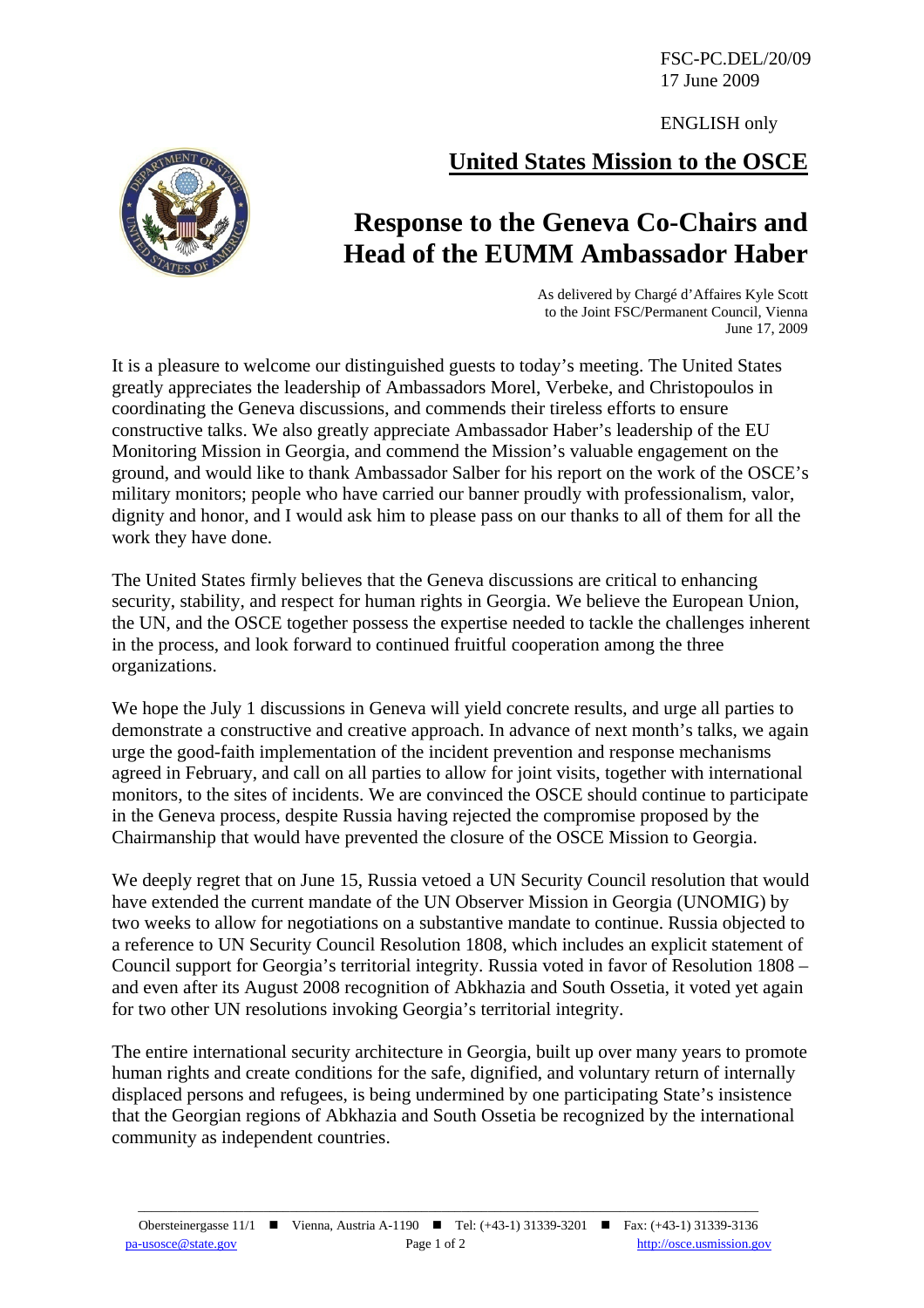FSC-PC.DEL/20/09
17 June 2009

ENGLISH only

## United States Mission to the OSCE

# Response to the Geneva Co-Chairs and Head of the EUMM Ambassador Haber

As delivered by Chargé d'Affaires Kyle Scott
to the Joint FSC/Permanent Council, Vienna
June 17, 2009

It is a pleasure to welcome our distinguished guests to today's meeting. The United States greatly appreciates the leadership of Ambassadors Morel, Verbeke, and Christopoulos in coordinating the Geneva discussions, and commends their tireless efforts to ensure constructive talks. We also greatly appreciate Ambassador Haber's leadership of the EU Monitoring Mission in Georgia, and commend the Mission's valuable engagement on the ground, and would like to thank Ambassador Salber for his report on the work of the OSCE's military monitors; people who have carried our banner proudly with professionalism, valor, dignity and honor, and I would ask him to please pass on our thanks to all of them for all the work they have done.

The United States firmly believes that the Geneva discussions are critical to enhancing security, stability, and respect for human rights in Georgia. We believe the European Union, the UN, and the OSCE together possess the expertise needed to tackle the challenges inherent in the process, and look forward to continued fruitful cooperation among the three organizations.

We hope the July 1 discussions in Geneva will yield concrete results, and urge all parties to demonstrate a constructive and creative approach. In advance of next month's talks, we again urge the good-faith implementation of the incident prevention and response mechanisms agreed in February, and call on all parties to allow for joint visits, together with international monitors, to the sites of incidents. We are convinced the OSCE should continue to participate in the Geneva process, despite Russia having rejected the compromise proposed by the Chairmanship that would have prevented the closure of the OSCE Mission to Georgia.

We deeply regret that on June 15, Russia vetoed a UN Security Council resolution that would have extended the current mandate of the UN Observer Mission in Georgia (UNOMIG) by two weeks to allow for negotiations on a substantive mandate to continue. Russia objected to a reference to UN Security Council Resolution 1808, which includes an explicit statement of Council support for Georgia's territorial integrity. Russia voted in favor of Resolution 1808 – and even after its August 2008 recognition of Abkhazia and South Ossetia, it voted yet again for two other UN resolutions invoking Georgia's territorial integrity.

The entire international security architecture in Georgia, built up over many years to promote human rights and create conditions for the safe, dignified, and voluntary return of internally displaced persons and refugees, is being undermined by one participating State's insistence that the Georgian regions of Abkhazia and South Ossetia be recognized by the international community as independent countries.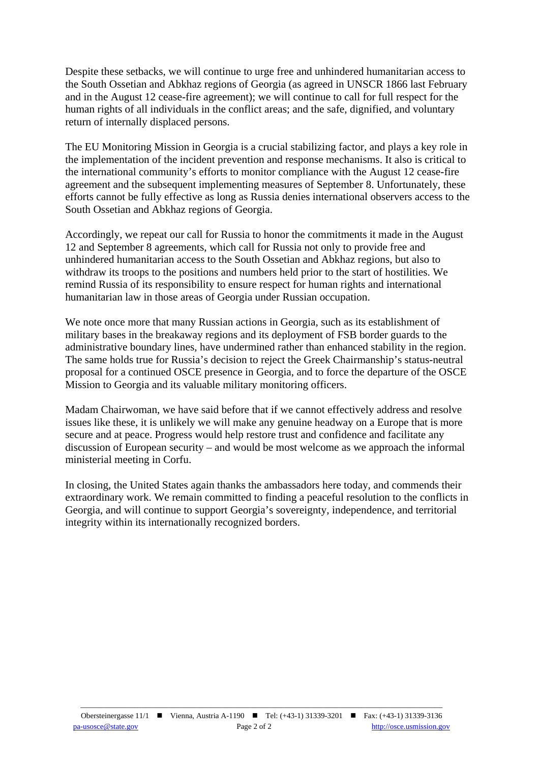Despite these setbacks, we will continue to urge free and unhindered humanitarian access to the South Ossetian and Abkhaz regions of Georgia (as agreed in UNSCR 1866 last February and in the August 12 cease-fire agreement); we will continue to call for full respect for the human rights of all individuals in the conflict areas; and the safe, dignified, and voluntary return of internally displaced persons.

The EU Monitoring Mission in Georgia is a crucial stabilizing factor, and plays a key role in the implementation of the incident prevention and response mechanisms. It also is critical to the international community's efforts to monitor compliance with the August 12 cease-fire agreement and the subsequent implementing measures of September 8. Unfortunately, these efforts cannot be fully effective as long as Russia denies international observers access to the South Ossetian and Abkhaz regions of Georgia.

Accordingly, we repeat our call for Russia to honor the commitments it made in the August 12 and September 8 agreements, which call for Russia not only to provide free and unhindered humanitarian access to the South Ossetian and Abkhaz regions, but also to withdraw its troops to the positions and numbers held prior to the start of hostilities. We remind Russia of its responsibility to ensure respect for human rights and international humanitarian law in those areas of Georgia under Russian occupation.

We note once more that many Russian actions in Georgia, such as its establishment of military bases in the breakaway regions and its deployment of FSB border guards to the administrative boundary lines, have undermined rather than enhanced stability in the region. The same holds true for Russia's decision to reject the Greek Chairmanship's status-neutral proposal for a continued OSCE presence in Georgia, and to force the departure of the OSCE Mission to Georgia and its valuable military monitoring officers.

Madam Chairwoman, we have said before that if we cannot effectively address and resolve issues like these, it is unlikely we will make any genuine headway on a Europe that is more secure and at peace. Progress would help restore trust and confidence and facilitate any discussion of European security – and would be most welcome as we approach the informal ministerial meeting in Corfu.

In closing, the United States again thanks the ambassadors here today, and commends their extraordinary work. We remain committed to finding a peaceful resolution to the conflicts in Georgia, and will continue to support Georgia's sovereignty, independence, and territorial integrity within its internationally recognized borders.